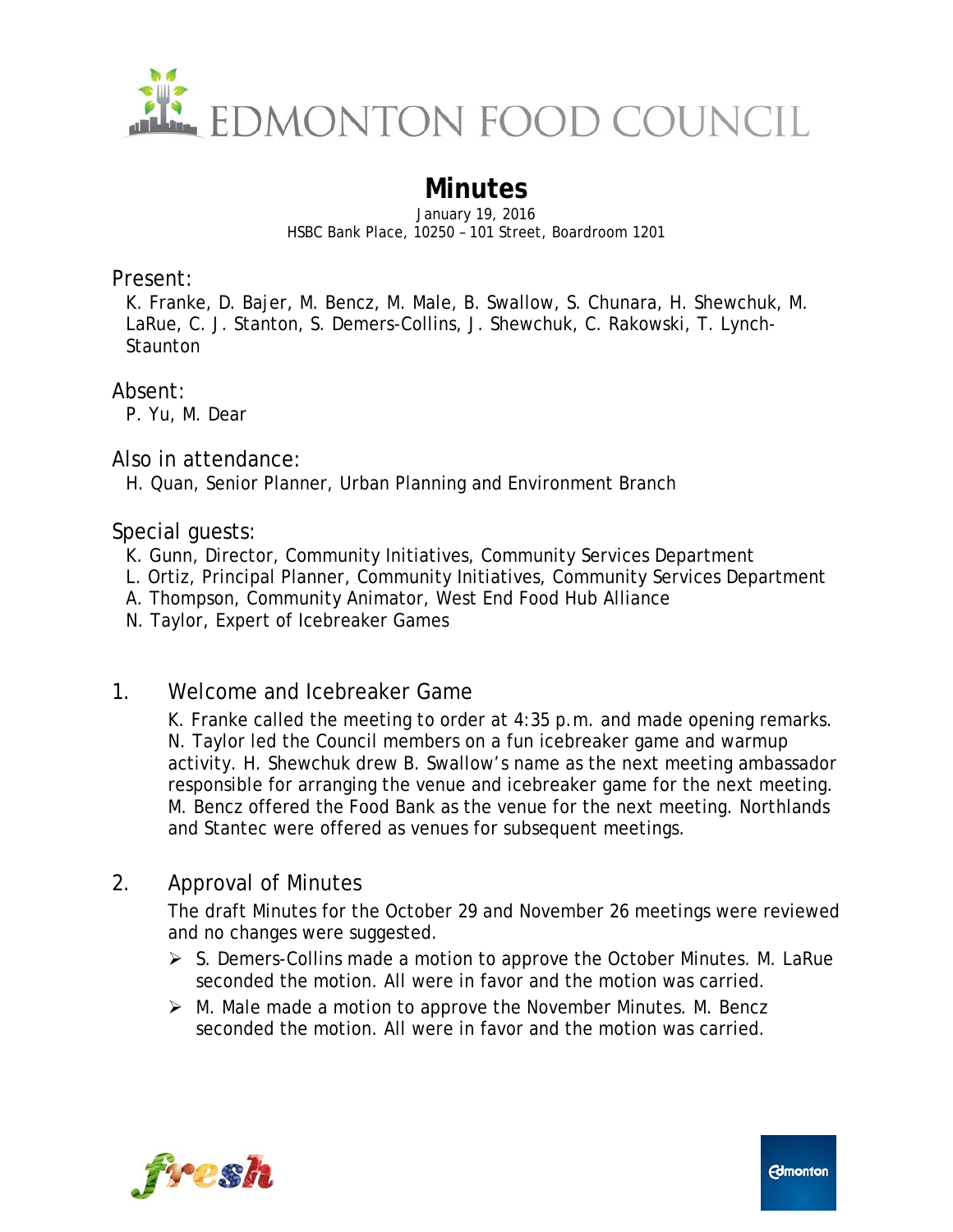# EDMONTON FOOD COUNCIL

## Minutes

January 19, 2016
HSBC Bank Place, 10250 – 101 Street, Boardroom 1201

### Present:

K. Franke, D. Bajer, M. Bencz, M. Male, B. Swallow, S. Chunara, H. Shewchuk, M. LaRue, C. J. Stanton, S. Demers-Collins, J. Shewchuk, C. Rakowski, T. Lynch-Staunton

### Absent:

P. Yu, M. Dear

### Also in attendance:

H. Quan, Senior Planner, Urban Planning and Environment Branch

### Special guests:

K. Gunn, Director, Community Initiatives, Community Services Department
L. Ortiz, Principal Planner, Community Initiatives, Community Services Department
A. Thompson, Community Animator, West End Food Hub Alliance
N. Taylor, Expert of Icebreaker Games

### 1. Welcome and Icebreaker Game

K. Franke called the meeting to order at 4:35 p.m. and made opening remarks. N. Taylor led the Council members on a fun icebreaker game and warmup activity. H. Shewchuk drew B. Swallow's name as the next meeting ambassador responsible for arranging the venue and icebreaker game for the next meeting. M. Bencz offered the Food Bank as the venue for the next meeting. Northlands and Stantec were offered as venues for subsequent meetings.

### 2. Approval of Minutes

The draft Minutes for the October 29 and November 26 meetings were reviewed and no changes were suggested.

- S. Demers-Collins made a motion to approve the October Minutes. M. LaRue seconded the motion. All were in favor and the motion was carried.
- M. Male made a motion to approve the November Minutes. M. Bencz seconded the motion. All were in favor and the motion was carried.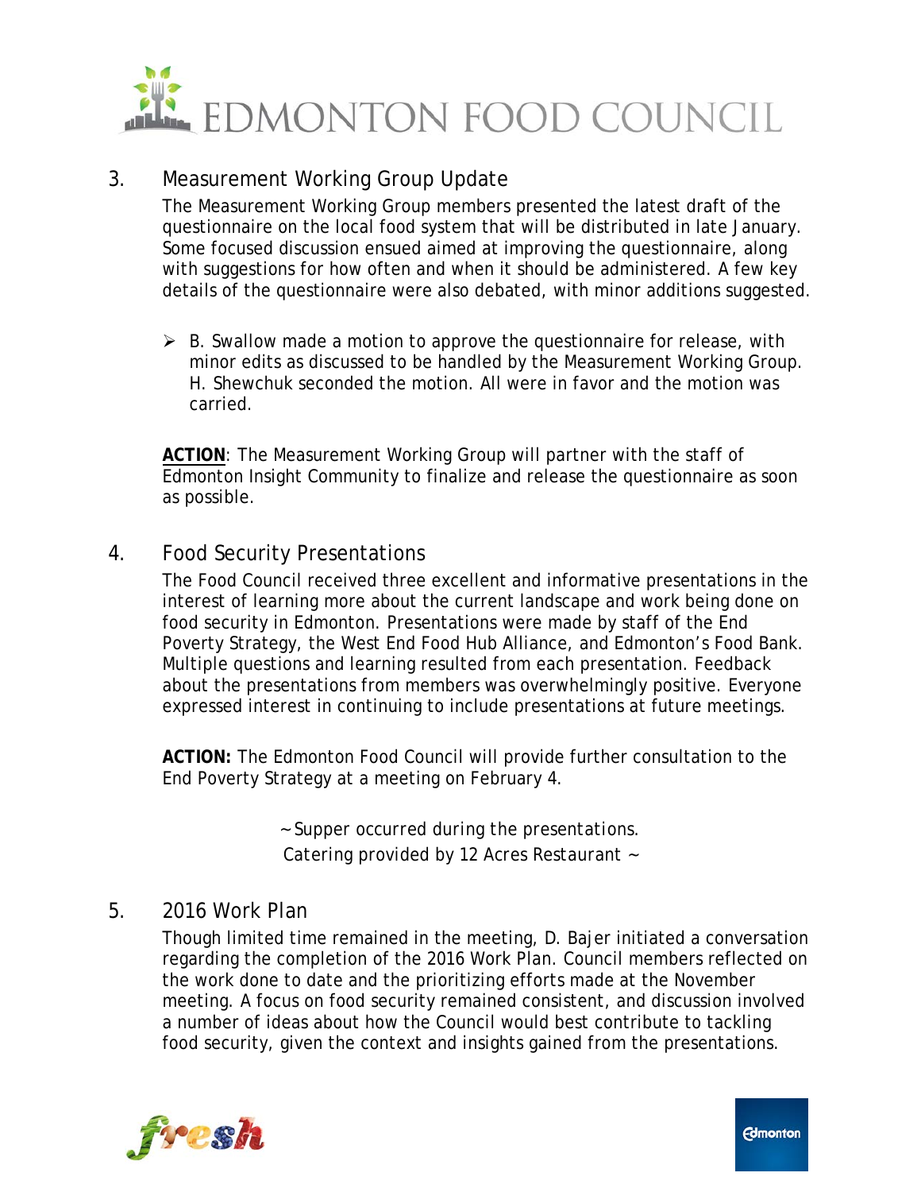## 3. Measurement Working Group Update

The Measurement Working Group members presented the latest draft of the questionnaire on the local food system that will be distributed in late January. Some focused discussion ensued aimed at improving the questionnaire, along with suggestions for how often and when it should be administered. A few key details of the questionnaire were also debated, with minor additions suggested.

- B. Swallow made a motion to approve the questionnaire for release, with minor edits as discussed to be handled by the Measurement Working Group. H. Shewchuk seconded the motion. All were in favor and the motion was carried.

**ACTION**: The Measurement Working Group will partner with the staff of Edmonton Insight Community to finalize and release the questionnaire as soon as possible.

## 4. Food Security Presentations

The Food Council received three excellent and informative presentations in the interest of learning more about the current landscape and work being done on food security in Edmonton. Presentations were made by staff of the End Poverty Strategy, the West End Food Hub Alliance, and Edmonton's Food Bank. Multiple questions and learning resulted from each presentation. Feedback about the presentations from members was overwhelmingly positive. Everyone expressed interest in continuing to include presentations at future meetings.

**ACTION:** The Edmonton Food Council will provide further consultation to the End Poverty Strategy at a meeting on February 4.

~ Supper occurred during the presentations.
Catering provided by 12 Acres Restaurant ~

## 5. 2016 Work Plan

Though limited time remained in the meeting, D. Bajer initiated a conversation regarding the completion of the 2016 Work Plan. Council members reflected on the work done to date and the prioritizing efforts made at the November meeting. A focus on food security remained consistent, and discussion involved a number of ideas about how the Council would best contribute to tackling food security, given the context and insights gained from the presentations.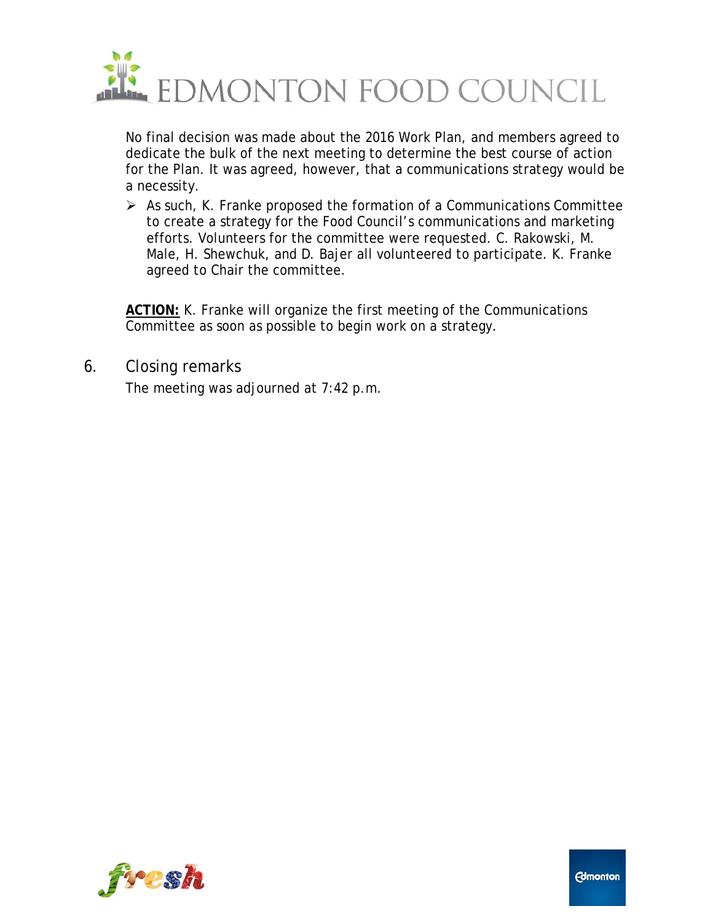No final decision was made about the 2016 Work Plan, and members agreed to dedicate the bulk of the next meeting to determine the best course of action for the Plan. It was agreed, however, that a communications strategy would be a necessity.

- As such, K. Franke proposed the formation of a Communications Committee to create a strategy for the Food Council's communications and marketing efforts. Volunteers for the committee were requested. C. Rakowski, M. Male, H. Shewchuk, and D. Bajer all volunteered to participate. K. Franke agreed to Chair the committee.

**ACTION:** K. Franke will organize the first meeting of the Communications Committee as soon as possible to begin work on a strategy.

## 6. Closing remarks

The meeting was adjourned at 7:42 p.m.